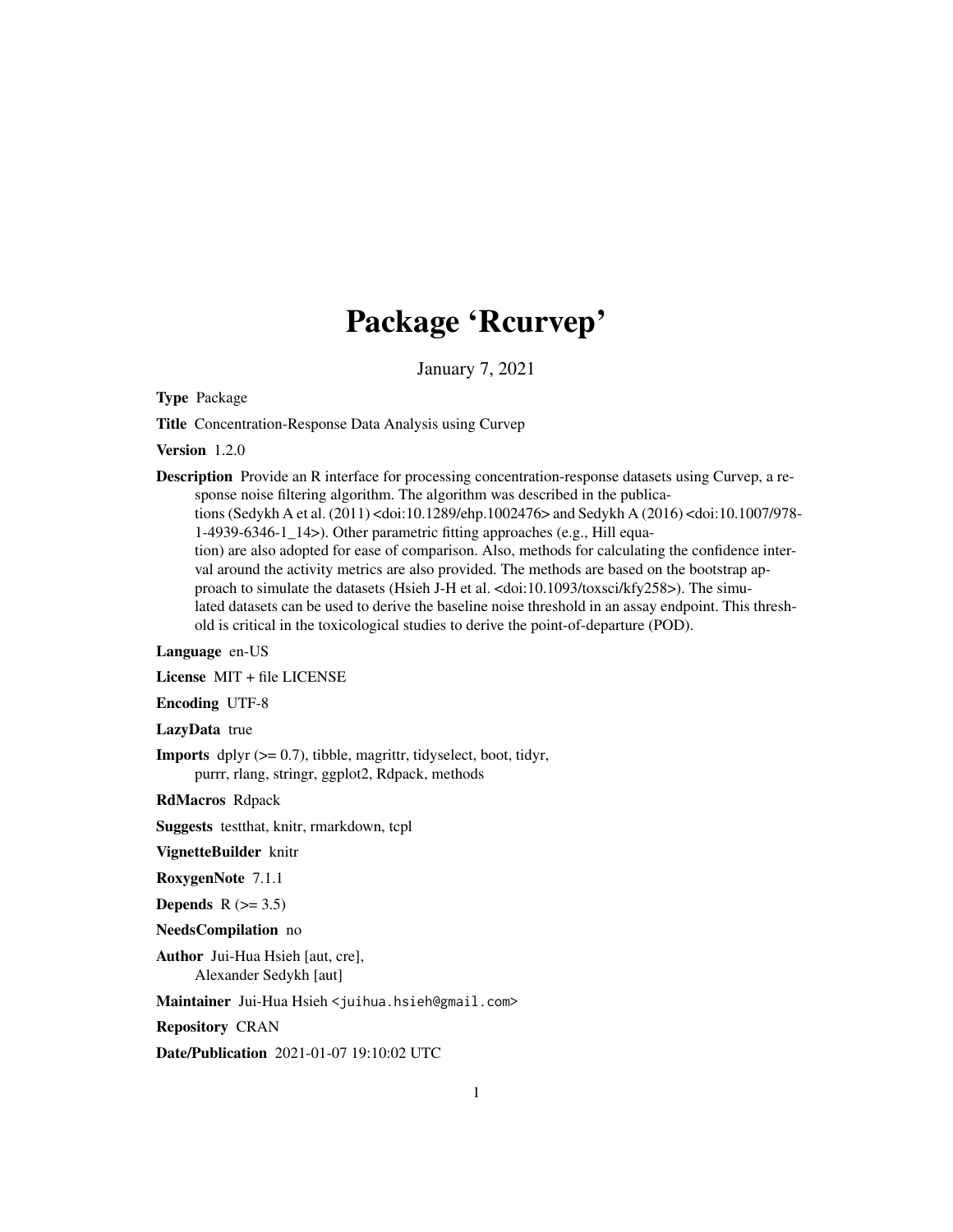# Package 'Rcurvep'

January 7, 2021

**Type** Package

**Title** Concentration-Response Data Analysis using Curvep

**Version** 1.2.0

**Description** Provide an R interface for processing concentration-response datasets using Curvep, a response noise filtering algorithm. The algorithm was described in the publications (Sedykh A et al. (2011) <doi:10.1289/ehp.1002476> and Sedykh A (2016) <doi:10.1007/978-1-4939-6346-1_14>). Other parametric fitting approaches (e.g., Hill equation) are also adopted for ease of comparison. Also, methods for calculating the confidence interval around the activity metrics are also provided. The methods are based on the bootstrap approach to simulate the datasets (Hsieh J-H et al. <doi:10.1093/toxsci/kfy258>). The simulated datasets can be used to derive the baseline noise threshold in an assay endpoint. This threshold is critical in the toxicological studies to derive the point-of-departure (POD).

**Language** en-US

**License** MIT + file LICENSE

**Encoding** UTF-8

**LazyData** true

**Imports** dplyr (>= 0.7), tibble, magrittr, tidyselect, boot, tidyr, purrr, rlang, stringr, ggplot2, Rdpack, methods

**RdMacros** Rdpack

**Suggests** testthat, knitr, rmarkdown, tcpl

**VignetteBuilder** knitr

**RoxygenNote** 7.1.1

**Depends** R (>= 3.5)

**NeedsCompilation** no

**Author** Jui-Hua Hsieh [aut, cre], Alexander Sedykh [aut]

**Maintainer** Jui-Hua Hsieh <juihua.hsieh@gmail.com>

**Repository** CRAN

**Date/Publication** 2021-01-07 19:10:02 UTC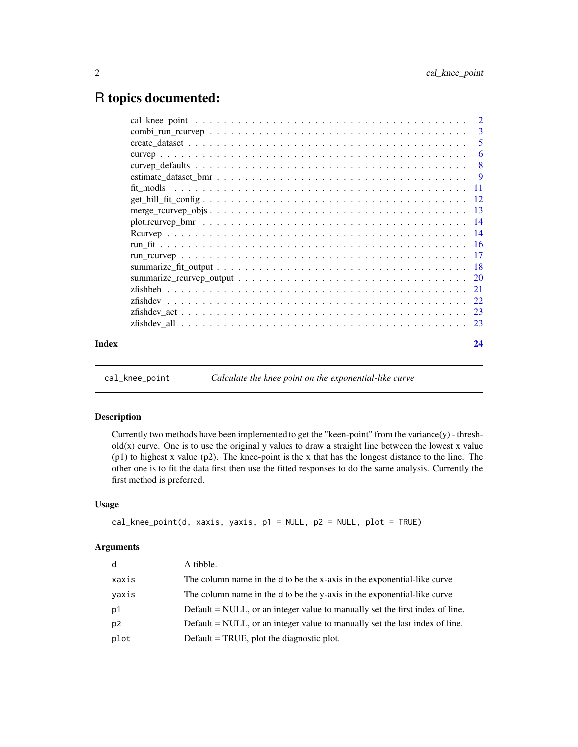# R topics documented:

- cal_knee_point . . . . . . . . . . . . . . . . . . . . . . . . . . . . . . . . . . . . . . 2
- combi_run_rcurvep . . . . . . . . . . . . . . . . . . . . . . . . . . . . . . . . . . . . 3
- create_dataset . . . . . . . . . . . . . . . . . . . . . . . . . . . . . . . . . . . . . . 5
- curvep . . . . . . . . . . . . . . . . . . . . . . . . . . . . . . . . . . . . . . . . . . 6
- curvep_defaults . . . . . . . . . . . . . . . . . . . . . . . . . . . . . . . . . . . . . 8
- estimate_dataset_bmr . . . . . . . . . . . . . . . . . . . . . . . . . . . . . . . . . . 9
- fit_modls . . . . . . . . . . . . . . . . . . . . . . . . . . . . . . . . . . . . . . . . 11
- get_hill_fit_config . . . . . . . . . . . . . . . . . . . . . . . . . . . . . . . . . . . 12
- merge_rcurvep_objs . . . . . . . . . . . . . . . . . . . . . . . . . . . . . . . . . . . 13
- plot.rcurvep_bmr . . . . . . . . . . . . . . . . . . . . . . . . . . . . . . . . . . . . 14
- Rcurvep . . . . . . . . . . . . . . . . . . . . . . . . . . . . . . . . . . . . . . . . . 14
- run_fit . . . . . . . . . . . . . . . . . . . . . . . . . . . . . . . . . . . . . . . . . 16
- run_rcurvep . . . . . . . . . . . . . . . . . . . . . . . . . . . . . . . . . . . . . . . 17
- summarize_fit_output . . . . . . . . . . . . . . . . . . . . . . . . . . . . . . . . . . 18
- summarize_rcurvep_output . . . . . . . . . . . . . . . . . . . . . . . . . . . . . . . . 20
- zfishbeh . . . . . . . . . . . . . . . . . . . . . . . . . . . . . . . . . . . . . . . . 21
- zfishdev . . . . . . . . . . . . . . . . . . . . . . . . . . . . . . . . . . . . . . . . 22
- zfishdev_act . . . . . . . . . . . . . . . . . . . . . . . . . . . . . . . . . . . . . . 23
- zfishdev_all . . . . . . . . . . . . . . . . . . . . . . . . . . . . . . . . . . . . . . 23

**Index** **24**

---

`cal_knee_point` *Calculate the knee point on the exponential-like curve*

---

### Description

Currently two methods have been implemented to get the "keen-point" from the variance(y) - threshold(x) curve. One is to use the original y values to draw a straight line between the lowest x value (p1) to highest x value (p2). The knee-point is the x that has the longest distance to the line. The other one is to fit the data first then use the fitted responses to do the same analysis. Currently the first method is preferred.

### Usage

```
cal_knee_point(d, xaxis, yaxis, p1 = NULL, p2 = NULL, plot = TRUE)
```

### Arguments

| | |
|---|---|
| `d` | A tibble. |
| `xaxis` | The column name in the `d` to be the x-axis in the exponential-like curve |
| `yaxis` | The column name in the `d` to be the y-axis in the exponential-like curve |
| `p1` | Default = NULL, or an integer value to manually set the first index of line. |
| `p2` | Default = NULL, or an integer value to manually set the last index of line. |
| `plot` | Default = TRUE, plot the diagnostic plot. |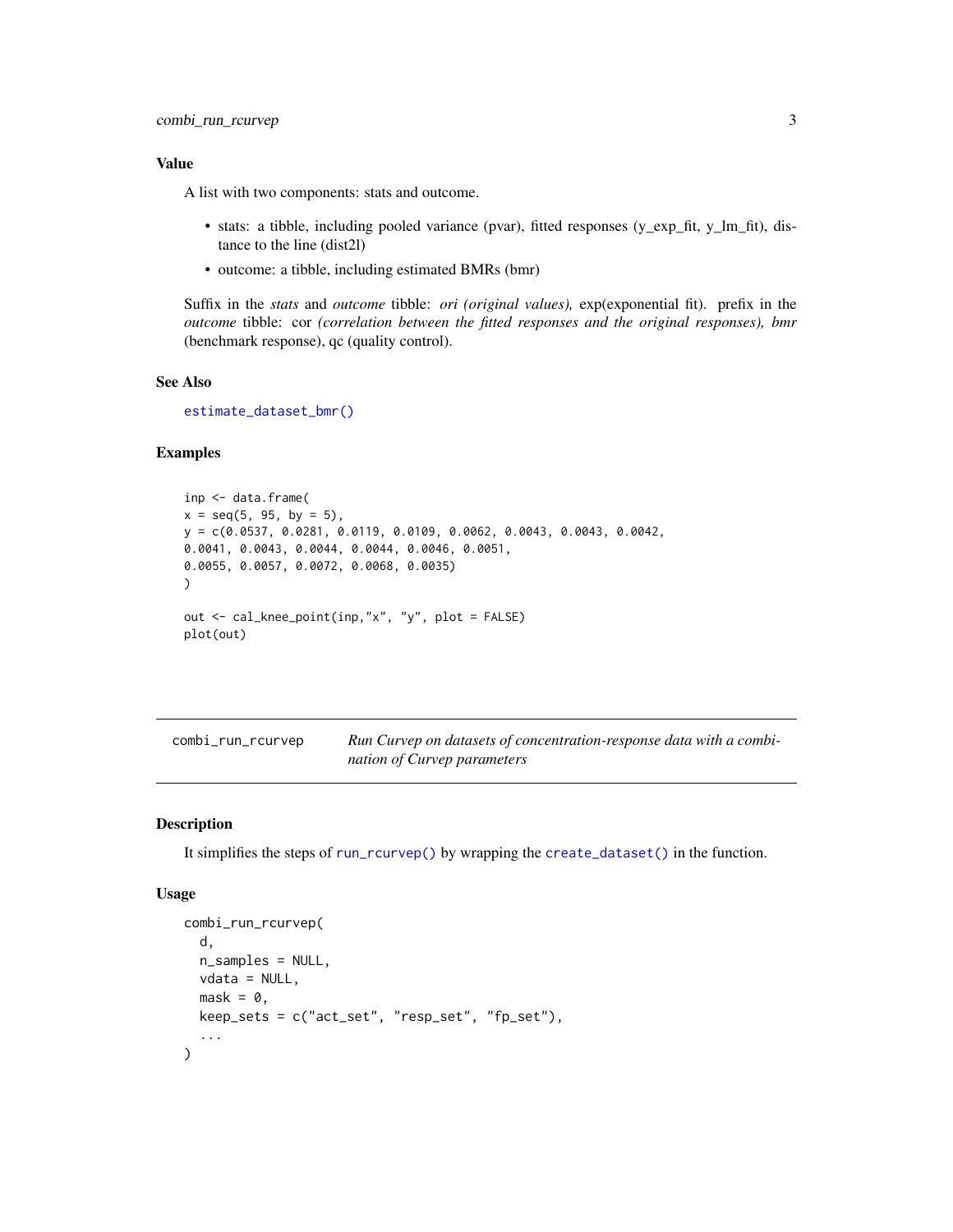## Value

A list with two components: stats and outcome.

- stats: a tibble, including pooled variance (pvar), fitted responses (y_exp_fit, y_lm_fit), distance to the line (dist2l)
- outcome: a tibble, including estimated BMRs (bmr)

Suffix in the *stats* and *outcome* tibble: *ori (original values),* exp(exponential fit). prefix in the *outcome* tibble: cor *(correlation between the fitted responses and the original responses), bmr* (benchmark response), qc (quality control).

## See Also

`estimate_dataset_bmr()`

## Examples

```
inp <- data.frame(
x = seq(5, 95, by = 5),
y = c(0.0537, 0.0281, 0.0119, 0.0109, 0.0062, 0.0043, 0.0043, 0.0042,
0.0041, 0.0043, 0.0044, 0.0044, 0.0046, 0.0051,
0.0055, 0.0057, 0.0072, 0.0068, 0.0035)
)

out <- cal_knee_point(inp,"x", "y", plot = FALSE)
plot(out)
```

---

# combi_run_rcurvep

*Run Curvep on datasets of concentration-response data with a combination of Curvep parameters*

## Description

It simplifies the steps of `run_rcurvep()` by wrapping the `create_dataset()` in the function.

## Usage

```
combi_run_rcurvep(
  d,
  n_samples = NULL,
  vdata = NULL,
  mask = 0,
  keep_sets = c("act_set", "resp_set", "fp_set"),
  ...
)
```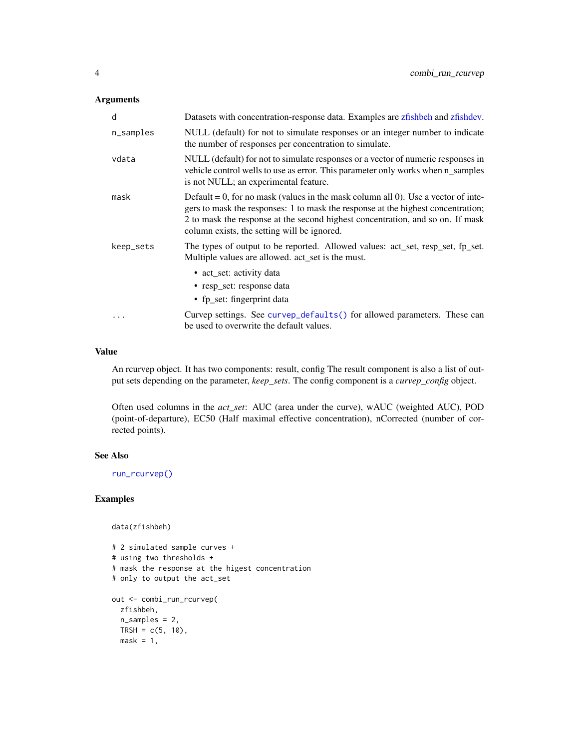## Arguments

| | |
|---|---|
| `d` | Datasets with concentration-response data. Examples are zfishbeh and zfishdev. |
| `n_samples` | NULL (default) for not to simulate responses or an integer number to indicate the number of responses per concentration to simulate. |
| `vdata` | NULL (default) for not to simulate responses or a vector of numeric responses in vehicle control wells to use as error. This parameter only works when n_samples is not NULL; an experimental feature. |
| `mask` | Default = 0, for no mask (values in the mask column all 0). Use a vector of integers to mask the responses: 1 to mask the response at the highest concentration; 2 to mask the response at the second highest concentration, and so on. If mask column exists, the setting will be ignored. |
| `keep_sets` | The types of output to be reported. Allowed values: act_set, resp_set, fp_set. Multiple values are allowed. act_set is the must. <br>• act_set: activity data <br>• resp_set: response data <br>• fp_set: fingerprint data |
| `...` | Curvep settings. See `curvep_defaults()` for allowed parameters. These can be used to overwrite the default values. |

## Value

An rcurvep object. It has two components: result, config The result component is also a list of output sets depending on the parameter, *keep_sets*. The config component is a *curvep_config* object.

Often used columns in the *act_set*: AUC (area under the curve), wAUC (weighted AUC), POD (point-of-departure), EC50 (Half maximal effective concentration), nCorrected (number of corrected points).

## See Also

`run_rcurvep()`

## Examples

```
data(zfishbeh)

# 2 simulated sample curves +
# using two thresholds +
# mask the response at the higest concentration
# only to output the act_set

out <- combi_run_rcurvep(
  zfishbeh,
  n_samples = 2,
  TRSH = c(5, 10),
  mask = 1,
```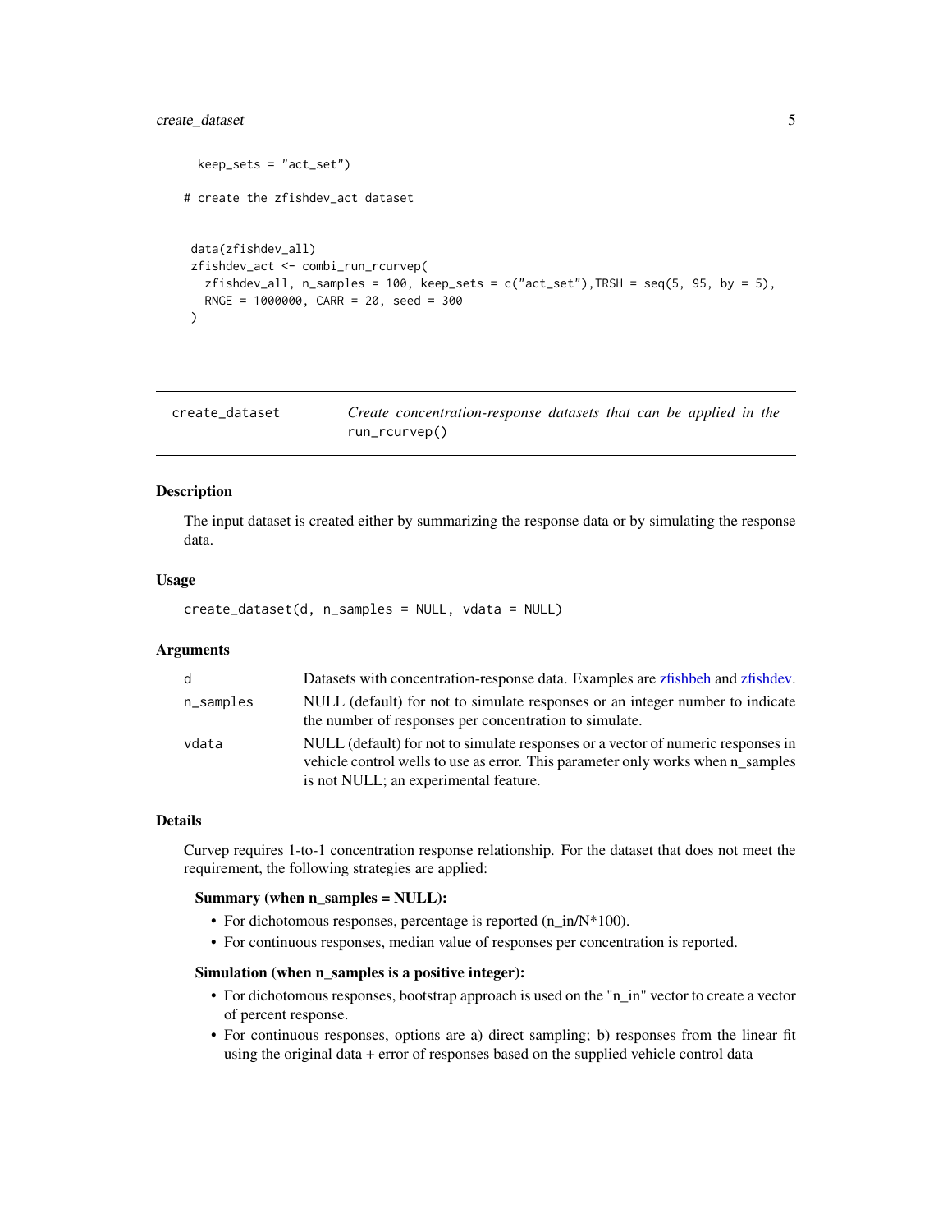```
 keep_sets = "act_set")

# create the zfishdev_act dataset


 data(zfishdev_all)
 zfishdev_act <- combi_run_rcurvep(
   zfishdev_all, n_samples = 100, keep_sets = c("act_set"),TRSH = seq(5, 95, by = 5),
   RNGE = 1000000, CARR = 20, seed = 300
 )
```

## create_dataset — *Create concentration-response datasets that can be applied in the* `run_rcurvep()`

### Description

The input dataset is created either by summarizing the response data or by simulating the response data.

### Usage

```
create_dataset(d, n_samples = NULL, vdata = NULL)
```

### Arguments

| Argument | Description |
|---|---|
| d | Datasets with concentration-response data. Examples are zfishbeh and zfishdev. |
| n_samples | NULL (default) for not to simulate responses or an integer number to indicate the number of responses per concentration to simulate. |
| vdata | NULL (default) for not to simulate responses or a vector of numeric responses in vehicle control wells to use as error. This parameter only works when n_samples is not NULL; an experimental feature. |

### Details

Curvep requires 1-to-1 concentration response relationship. For the dataset that does not meet the requirement, the following strategies are applied:

**Summary (when n_samples = NULL):**

- For dichotomous responses, percentage is reported (n_in/N*100).
- For continuous responses, median value of responses per concentration is reported.

**Simulation (when n_samples is a positive integer):**

- For dichotomous responses, bootstrap approach is used on the "n_in" vector to create a vector of percent response.
- For continuous responses, options are a) direct sampling; b) responses from the linear fit using the original data + error of responses based on the supplied vehicle control data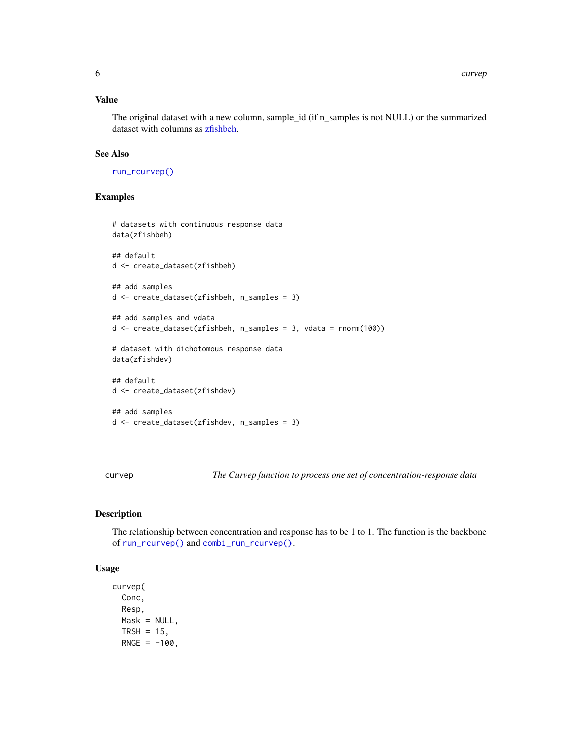### Value

The original dataset with a new column, sample_id (if n_samples is not NULL) or the summarized dataset with columns as zfishbeh.

### See Also

`run_rcurvep()`

### Examples

```
# datasets with continuous response data
data(zfishbeh)

## default
d <- create_dataset(zfishbeh)

## add samples
d <- create_dataset(zfishbeh, n_samples = 3)

## add samples and vdata
d <- create_dataset(zfishbeh, n_samples = 3, vdata = rnorm(100))

# dataset with dichotomous response data
data(zfishdev)

## default
d <- create_dataset(zfishdev)

## add samples
d <- create_dataset(zfishdev, n_samples = 3)
```

---

## curvep — *The Curvep function to process one set of concentration-response data*

### Description

The relationship between concentration and response has to be 1 to 1. The function is the backbone of `run_rcurvep()` and `combi_run_rcurvep()`.

### Usage

```
curvep(
  Conc,
  Resp,
  Mask = NULL,
  TRSH = 15,
  RNGE = -100,
```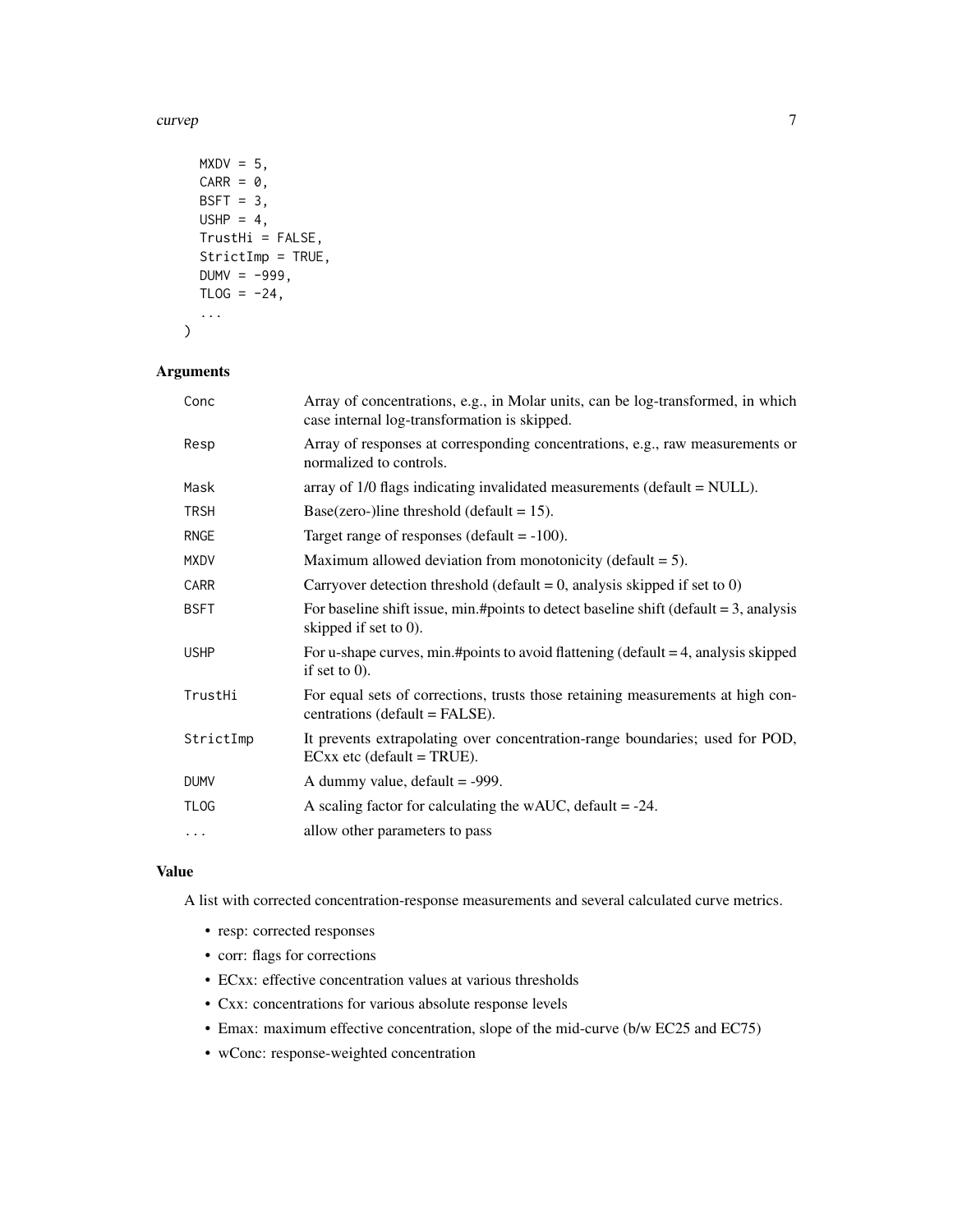```
  MXDV = 5,
  CARR = 0,
  BSFT = 3,
  USHP = 4,
  TrustHi = FALSE,
  StrictImp = TRUE,
  DUMV = -999,
  TLOG = -24,
  ...
)
```

### Arguments

| | |
|---|---|
| Conc | Array of concentrations, e.g., in Molar units, can be log-transformed, in which case internal log-transformation is skipped. |
| Resp | Array of responses at corresponding concentrations, e.g., raw measurements or normalized to controls. |
| Mask | array of 1/0 flags indicating invalidated measurements (default = NULL). |
| TRSH | Base(zero-)line threshold (default = 15). |
| RNGE | Target range of responses (default = -100). |
| MXDV | Maximum allowed deviation from monotonicity (default = 5). |
| CARR | Carryover detection threshold (default = 0, analysis skipped if set to 0) |
| BSFT | For baseline shift issue, min.#points to detect baseline shift (default = 3, analysis skipped if set to 0). |
| USHP | For u-shape curves, min.#points to avoid flattening (default = 4, analysis skipped if set to 0). |
| TrustHi | For equal sets of corrections, trusts those retaining measurements at high concentrations (default = FALSE). |
| StrictImp | It prevents extrapolating over concentration-range boundaries; used for POD, ECxx etc (default = TRUE). |
| DUMV | A dummy value, default = -999. |
| TLOG | A scaling factor for calculating the wAUC, default = -24. |
| ... | allow other parameters to pass |

### Value

A list with corrected concentration-response measurements and several calculated curve metrics.

- resp: corrected responses
- corr: flags for corrections
- ECxx: effective concentration values at various thresholds
- Cxx: concentrations for various absolute response levels
- Emax: maximum effective concentration, slope of the mid-curve (b/w EC25 and EC75)
- wConc: response-weighted concentration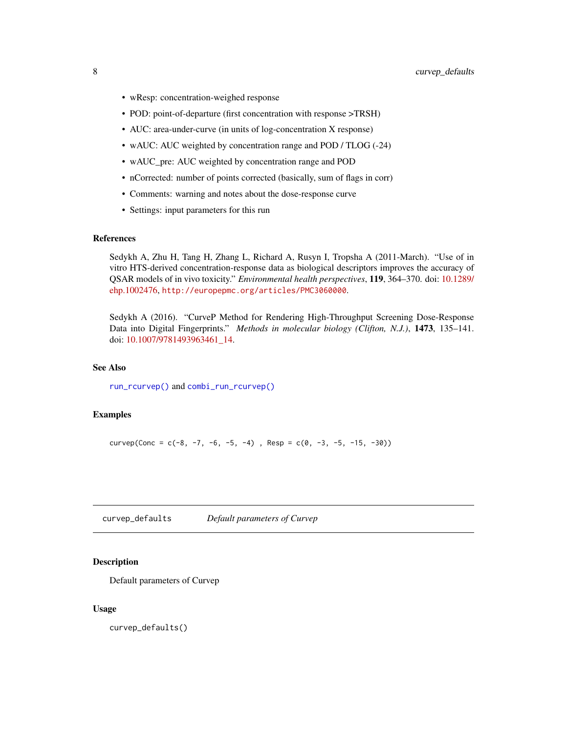- wResp: concentration-weighed response
- POD: point-of-departure (first concentration with response >TRSH)
- AUC: area-under-curve (in units of log-concentration X response)
- wAUC: AUC weighted by concentration range and POD / TLOG (-24)
- wAUC_pre: AUC weighted by concentration range and POD
- nCorrected: number of points corrected (basically, sum of flags in corr)
- Comments: warning and notes about the dose-response curve
- Settings: input parameters for this run

### References

Sedykh A, Zhu H, Tang H, Zhang L, Richard A, Rusyn I, Tropsha A (2011-March). "Use of in vitro HTS-derived concentration-response data as biological descriptors improves the accuracy of QSAR models of in vivo toxicity." *Environmental health perspectives*, **119**, 364–370. doi: 10.1289/ehp.1002476, `http://europepmc.org/articles/PMC3060000`.

Sedykh A (2016). "CurveP Method for Rendering High-Throughput Screening Dose-Response Data into Digital Fingerprints." *Methods in molecular biology (Clifton, N.J.)*, **1473**, 135–141. doi: 10.1007/9781493963461_14.

### See Also

`run_rcurvep()` and `combi_run_rcurvep()`

### Examples

```
curvep(Conc = c(-8, -7, -6, -5, -4) , Resp = c(0, -3, -5, -15, -30))
```

---

## curvep_defaults *Default parameters of Curvep*

### Description

Default parameters of Curvep

### Usage

```
curvep_defaults()
```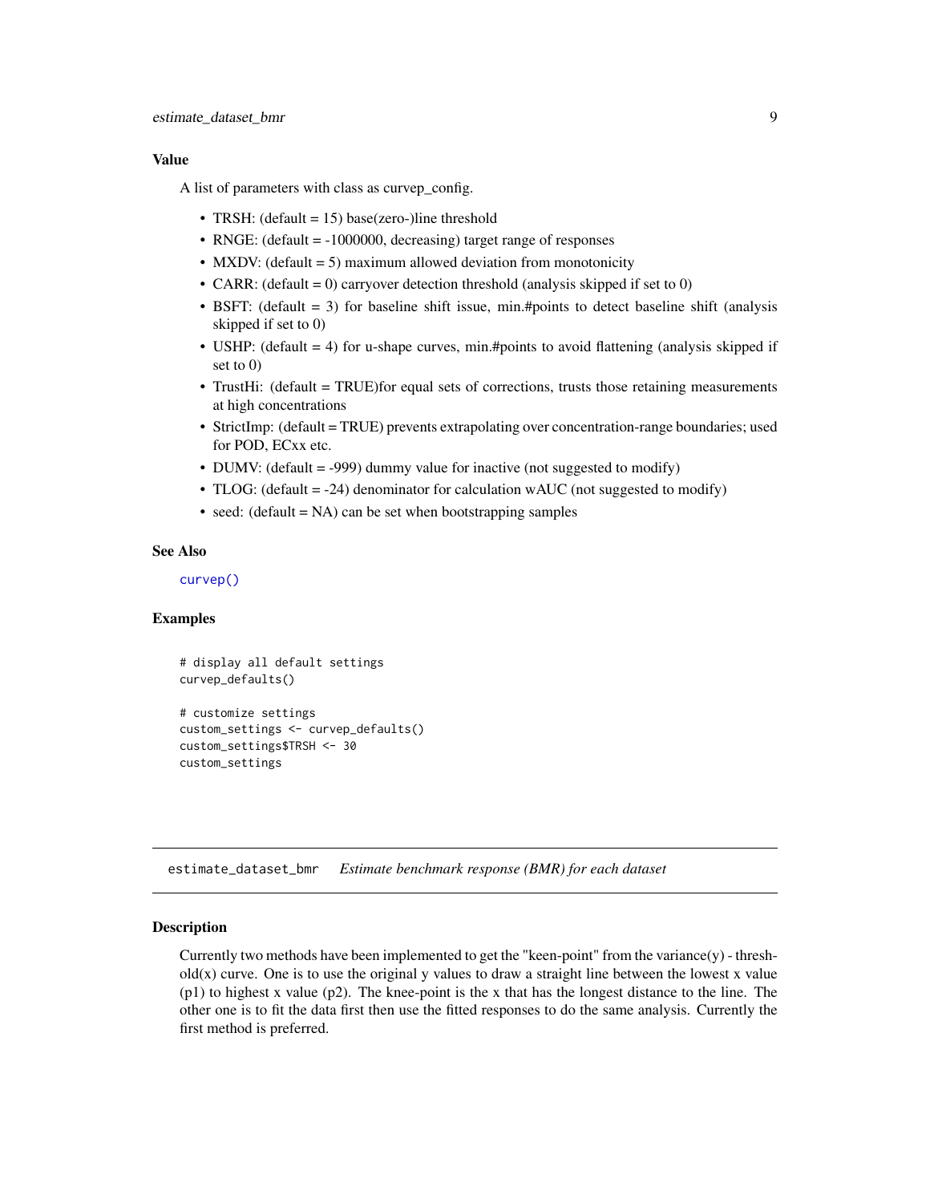### Value

A list of parameters with class as curvep_config.

- TRSH: (default = 15) base(zero-)line threshold
- RNGE: (default = -1000000, decreasing) target range of responses
- MXDV: (default = 5) maximum allowed deviation from monotonicity
- CARR: (default = 0) carryover detection threshold (analysis skipped if set to 0)
- BSFT: (default = 3) for baseline shift issue, min.#points to detect baseline shift (analysis skipped if set to 0)
- USHP: (default = 4) for u-shape curves, min.#points to avoid flattening (analysis skipped if set to 0)
- TrustHi: (default = TRUE)for equal sets of corrections, trusts those retaining measurements at high concentrations
- StrictImp: (default = TRUE) prevents extrapolating over concentration-range boundaries; used for POD, ECxx etc.
- DUMV: (default = -999) dummy value for inactive (not suggested to modify)
- TLOG: (default = -24) denominator for calculation wAUC (not suggested to modify)
- seed: (default = NA) can be set when bootstrapping samples

### See Also

curvep()

### Examples

```
# display all default settings
curvep_defaults()

# customize settings
custom_settings <- curvep_defaults()
custom_settings$TRSH <- 30
custom_settings
```

---

## estimate_dataset_bmr *Estimate benchmark response (BMR) for each dataset*

---

### Description

Currently two methods have been implemented to get the "keen-point" from the variance(y) - threshold(x) curve. One is to use the original y values to draw a straight line between the lowest x value (p1) to highest x value (p2). The knee-point is the x that has the longest distance to the line. The other one is to fit the data first then use the fitted responses to do the same analysis. Currently the first method is preferred.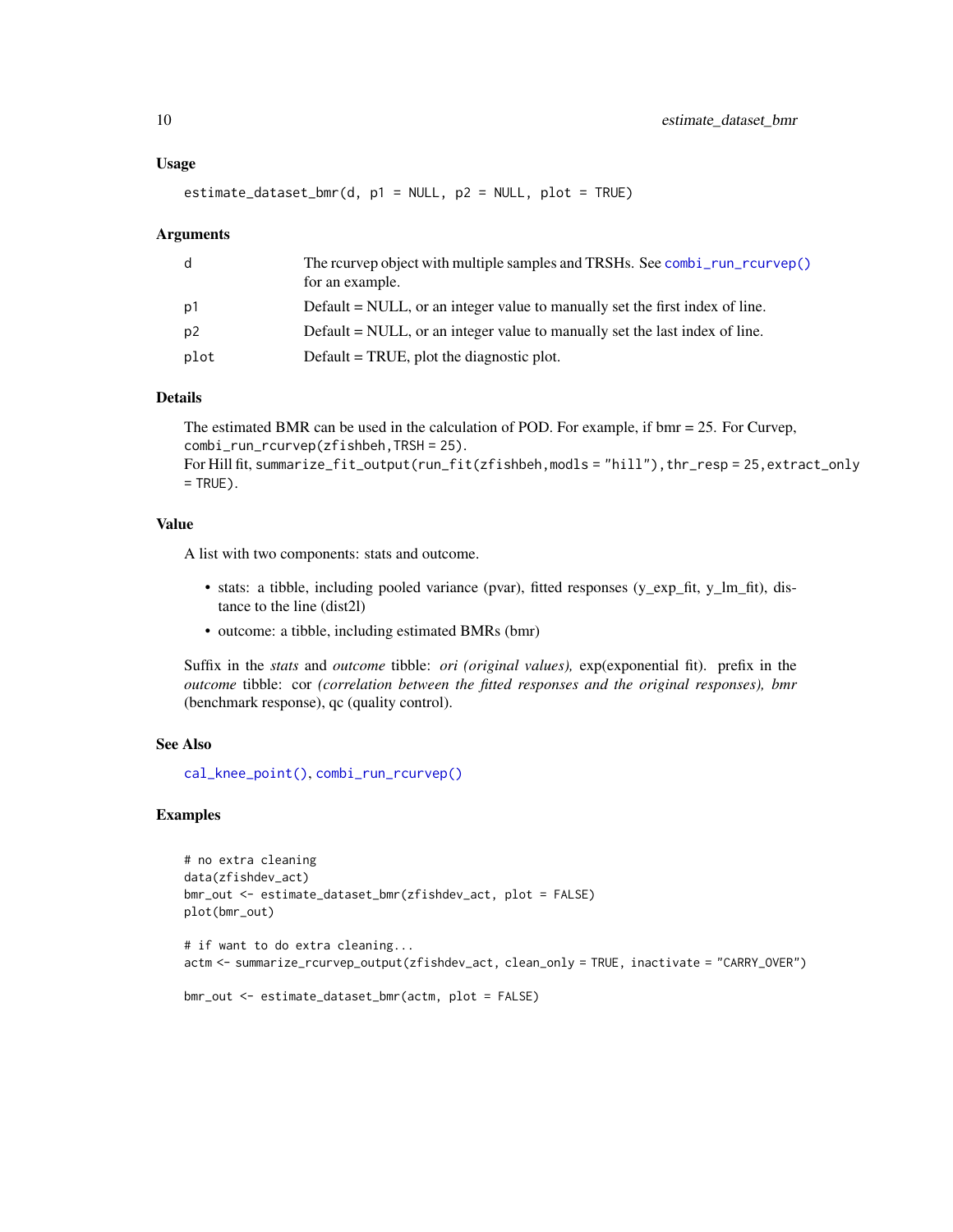### Usage

```
estimate_dataset_bmr(d, p1 = NULL, p2 = NULL, plot = TRUE)
```

### Arguments

| | |
|---|---|
| d | The rcurvep object with multiple samples and TRSHs. See `combi_run_rcurvep()` for an example. |
| p1 | Default = NULL, or an integer value to manually set the first index of line. |
| p2 | Default = NULL, or an integer value to manually set the last index of line. |
| plot | Default = TRUE, plot the diagnostic plot. |

### Details

The estimated BMR can be used in the calculation of POD. For example, if bmr = 25. For Curvep, `combi_run_rcurvep(zfishbeh,TRSH = 25)`.
For Hill fit, `summarize_fit_output(run_fit(zfishbeh,modls = "hill"),thr_resp = 25,extract_only = TRUE)`.

### Value

A list with two components: stats and outcome.

- stats: a tibble, including pooled variance (pvar), fitted responses (y_exp_fit, y_lm_fit), distance to the line (dist2l)
- outcome: a tibble, including estimated BMRs (bmr)

Suffix in the *stats* and *outcome* tibble: *ori (original values),* exp(exponential fit). prefix in the *outcome* tibble: cor *(correlation between the fitted responses and the original responses), bmr* (benchmark response), qc (quality control).

### See Also

`cal_knee_point()`, `combi_run_rcurvep()`

### Examples

```
# no extra cleaning
data(zfishdev_act)
bmr_out <- estimate_dataset_bmr(zfishdev_act, plot = FALSE)
plot(bmr_out)

# if want to do extra cleaning...
actm <- summarize_rcurvep_output(zfishdev_act, clean_only = TRUE, inactivate = "CARRY_OVER")

bmr_out <- estimate_dataset_bmr(actm, plot = FALSE)
```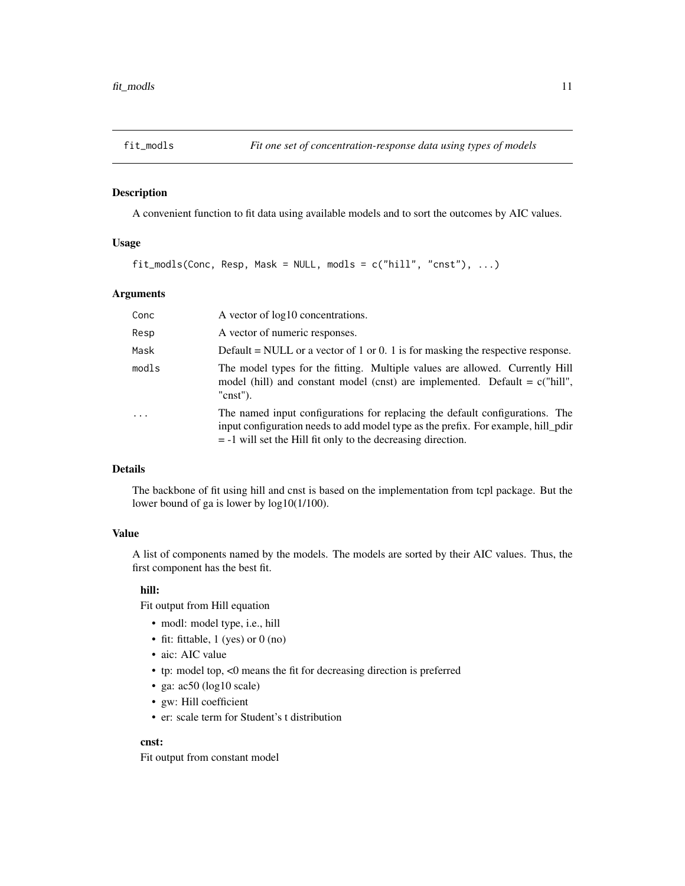# fit_modls — *Fit one set of concentration-response data using types of models*

## Description

A convenient function to fit data using available models and to sort the outcomes by AIC values.

## Usage

```
fit_modls(Conc, Resp, Mask = NULL, modls = c("hill", "cnst"), ...)
```

## Arguments

| | |
|---|---|
| `Conc` | A vector of log10 concentrations. |
| `Resp` | A vector of numeric responses. |
| `Mask` | Default = NULL or a vector of 1 or 0. 1 is for masking the respective response. |
| `modls` | The model types for the fitting. Multiple values are allowed. Currently Hill model (hill) and constant model (cnst) are implemented. Default = c("hill", "cnst"). |
| `...` | The named input configurations for replacing the default configurations. The input configuration needs to add model type as the prefix. For example, hill_pdir = -1 will set the Hill fit only to the decreasing direction. |

## Details

The backbone of fit using hill and cnst is based on the implementation from tcpl package. But the lower bound of ga is lower by log10(1/100).

## Value

A list of components named by the models. The models are sorted by their AIC values. Thus, the first component has the best fit.

**hill:**

Fit output from Hill equation

- modl: model type, i.e., hill
- fit: fittable, 1 (yes) or 0 (no)
- aic: AIC value
- tp: model top, <0 means the fit for decreasing direction is preferred
- ga: ac50 (log10 scale)
- gw: Hill coefficient
- er: scale term for Student's t distribution

**cnst:**

Fit output from constant model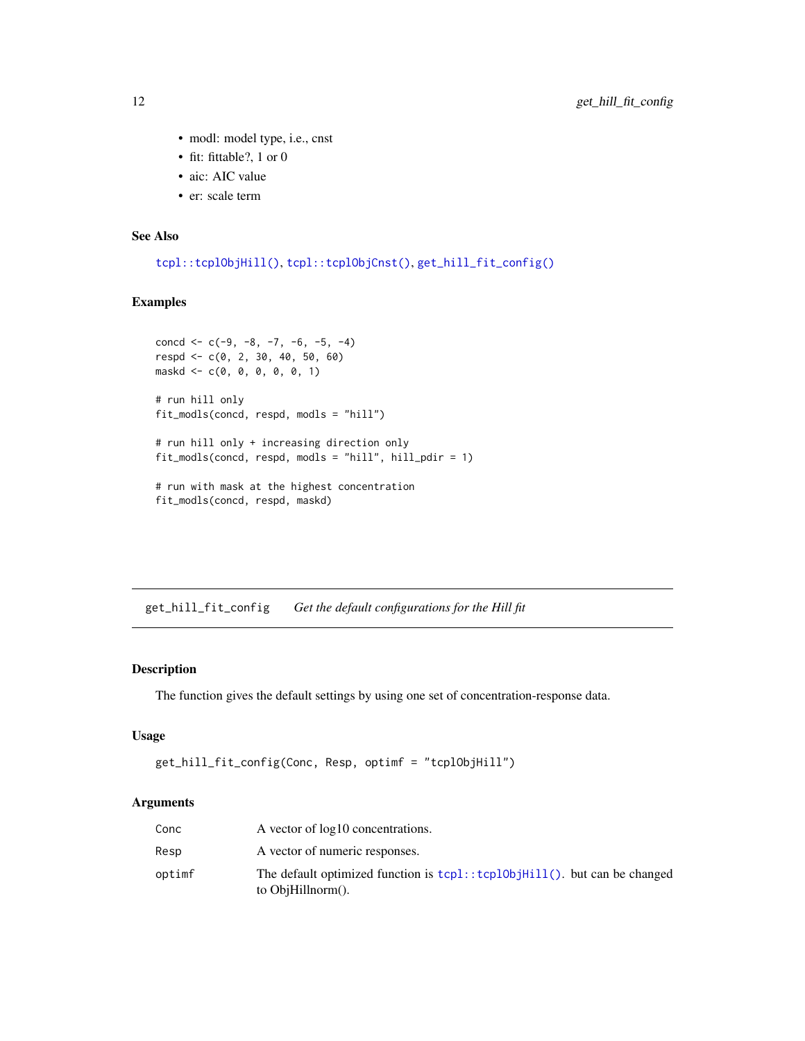- modl: model type, i.e., cnst
- fit: fittable?, 1 or 0
- aic: AIC value
- er: scale term

### See Also

tcpl::tcplObjHill(), tcpl::tcplObjCnst(), get_hill_fit_config()

### Examples

```
concd <- c(-9, -8, -7, -6, -5, -4)
respd <- c(0, 2, 30, 40, 50, 60)
maskd <- c(0, 0, 0, 0, 0, 1)

# run hill only
fit_modls(concd, respd, modls = "hill")

# run hill only + increasing direction only
fit_modls(concd, respd, modls = "hill", hill_pdir = 1)

# run with mask at the highest concentration
fit_modls(concd, respd, maskd)
```

---

## get_hill_fit_config *Get the default configurations for the Hill fit*

### Description

The function gives the default settings by using one set of concentration-response data.

### Usage

```
get_hill_fit_config(Conc, Resp, optimf = "tcplObjHill")
```

### Arguments

| | |
|---|---|
| Conc | A vector of log10 concentrations. |
| Resp | A vector of numeric responses. |
| optimf | The default optimized function is tcpl::tcplObjHill(). but can be changed to ObjHillnorm(). |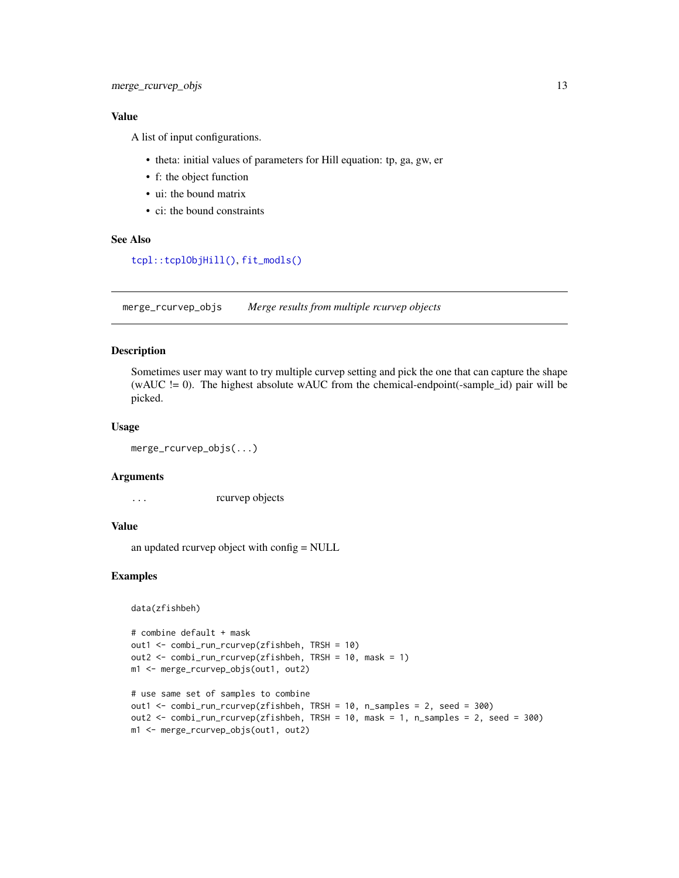### Value

A list of input configurations.

- theta: initial values of parameters for Hill equation: tp, ga, gw, er
- f: the object function
- ui: the bound matrix
- ci: the bound constraints

### See Also

`tcpl::tcplObjHill()`, `fit_modls()`

---

## merge_rcurvep_objs — *Merge results from multiple rcurvep objects*

### Description

Sometimes user may want to try multiple curvep setting and pick the one that can capture the shape (wAUC != 0). The highest absolute wAUC from the chemical-endpoint(-sample_id) pair will be picked.

### Usage

```
merge_rcurvep_objs(...)
```

### Arguments

| | |
|---|---|
| `...` | rcurvep objects |

### Value

an updated rcurvep object with config = NULL

### Examples

```
data(zfishbeh)

# combine default + mask
out1 <- combi_run_rcurvep(zfishbeh, TRSH = 10)
out2 <- combi_run_rcurvep(zfishbeh, TRSH = 10, mask = 1)
m1 <- merge_rcurvep_objs(out1, out2)

# use same set of samples to combine
out1 <- combi_run_rcurvep(zfishbeh, TRSH = 10, n_samples = 2, seed = 300)
out2 <- combi_run_rcurvep(zfishbeh, TRSH = 10, mask = 1, n_samples = 2, seed = 300)
m1 <- merge_rcurvep_objs(out1, out2)
```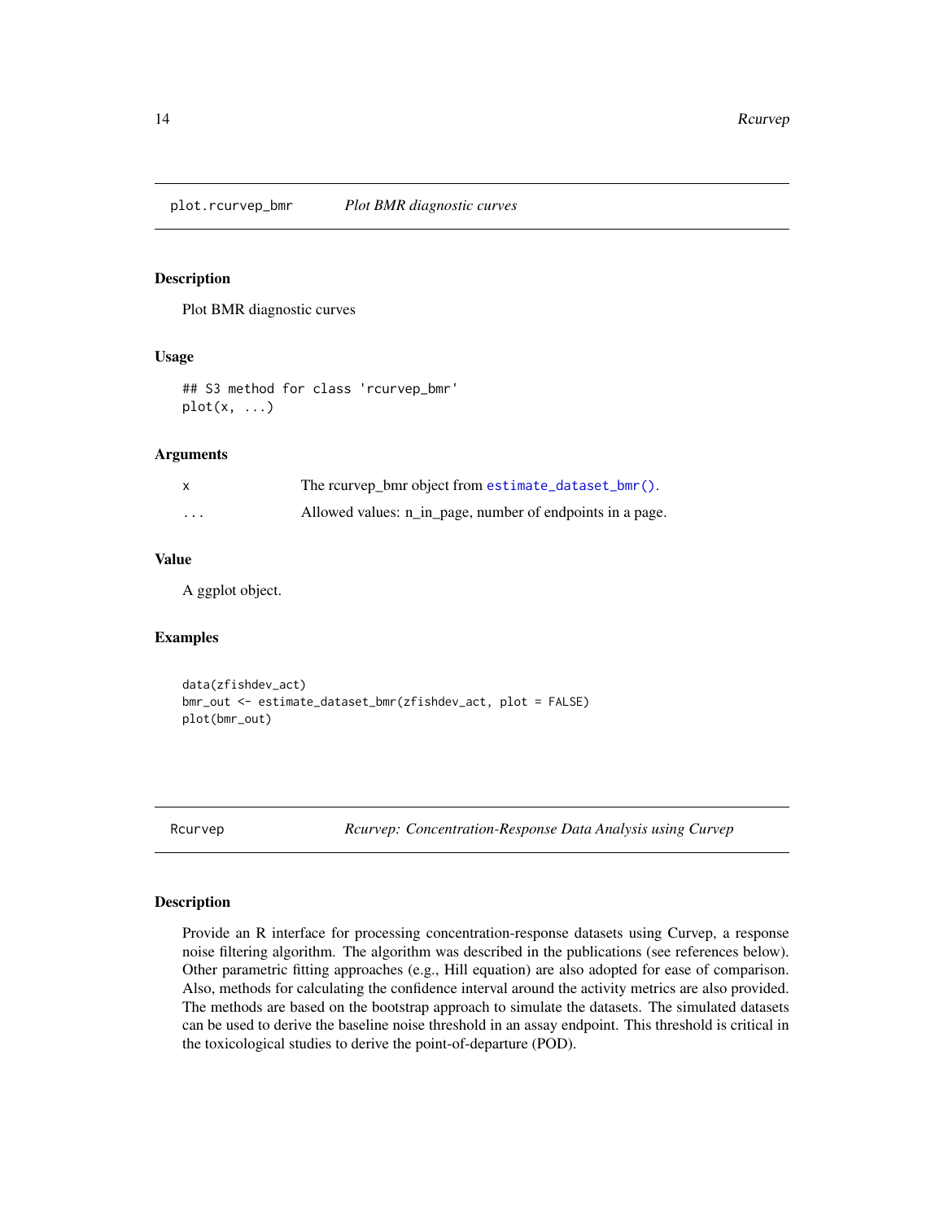## plot.rcurvep_bmr — *Plot BMR diagnostic curves*

### Description

Plot BMR diagnostic curves

### Usage

```
## S3 method for class 'rcurvep_bmr'
plot(x, ...)
```

### Arguments

| | |
|---|---|
| x | The rcurvep_bmr object from `estimate_dataset_bmr()`. |
| ... | Allowed values: n_in_page, number of endpoints in a page. |

### Value

A ggplot object.

### Examples

```
data(zfishdev_act)
bmr_out <- estimate_dataset_bmr(zfishdev_act, plot = FALSE)
plot(bmr_out)
```

## Rcurvep — *Rcurvep: Concentration-Response Data Analysis using Curvep*

### Description

Provide an R interface for processing concentration-response datasets using Curvep, a response noise filtering algorithm. The algorithm was described in the publications (see references below). Other parametric fitting approaches (e.g., Hill equation) are also adopted for ease of comparison. Also, methods for calculating the confidence interval around the activity metrics are also provided. The methods are based on the bootstrap approach to simulate the datasets. The simulated datasets can be used to derive the baseline noise threshold in an assay endpoint. This threshold is critical in the toxicological studies to derive the point-of-departure (POD).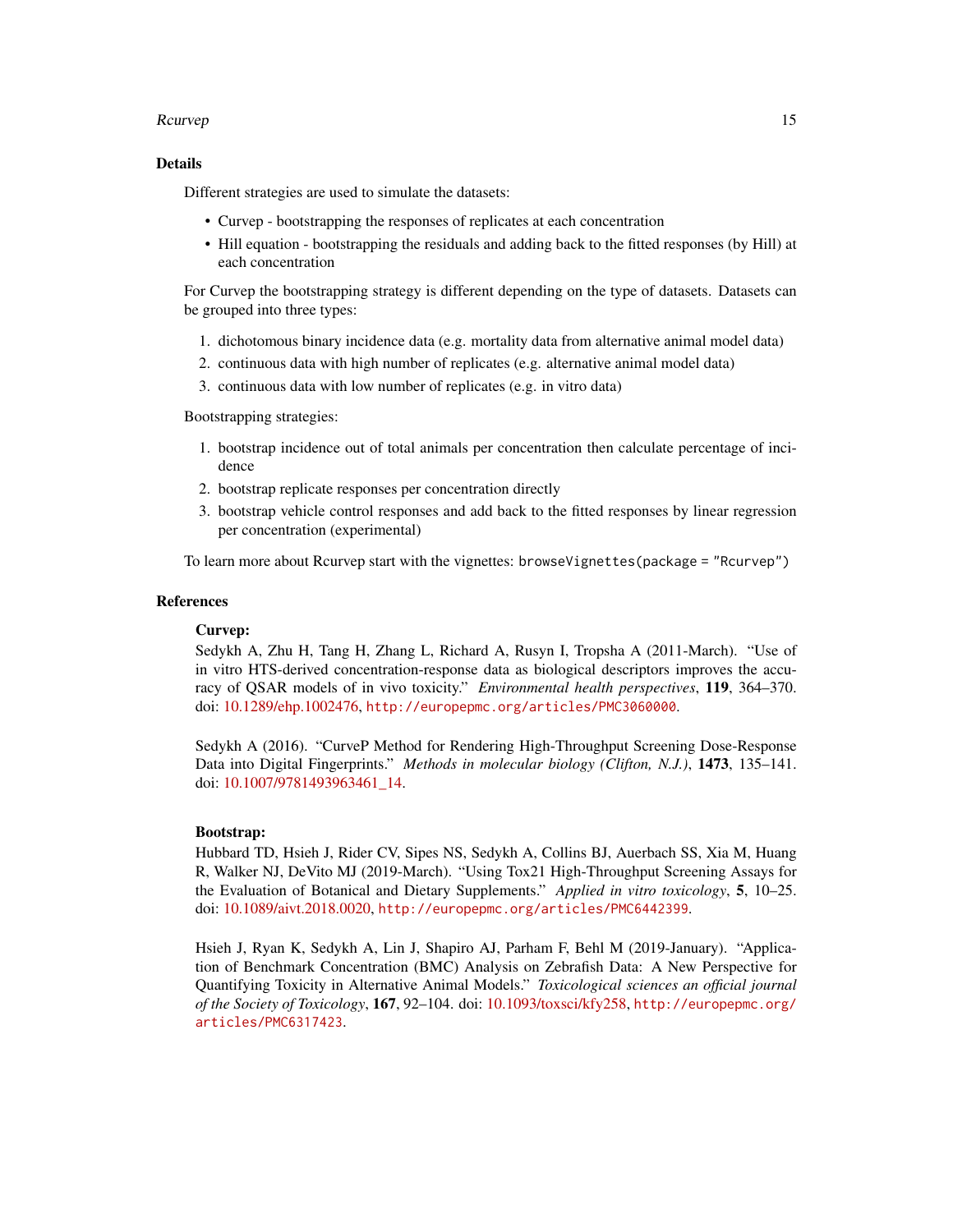## Details

Different strategies are used to simulate the datasets:

- Curvep - bootstrapping the responses of replicates at each concentration
- Hill equation - bootstrapping the residuals and adding back to the fitted responses (by Hill) at each concentration

For Curvep the bootstrapping strategy is different depending on the type of datasets. Datasets can be grouped into three types:

1. dichotomous binary incidence data (e.g. mortality data from alternative animal model data)
2. continuous data with high number of replicates (e.g. alternative animal model data)
3. continuous data with low number of replicates (e.g. in vitro data)

Bootstrapping strategies:

1. bootstrap incidence out of total animals per concentration then calculate percentage of incidence
2. bootstrap replicate responses per concentration directly
3. bootstrap vehicle control responses and add back to the fitted responses by linear regression per concentration (experimental)

To learn more about Rcurvep start with the vignettes: `browseVignettes(package = "Rcurvep")`

## References

**Curvep:**

Sedykh A, Zhu H, Tang H, Zhang L, Richard A, Rusyn I, Tropsha A (2011-March). "Use of in vitro HTS-derived concentration-response data as biological descriptors improves the accuracy of QSAR models of in vivo toxicity." *Environmental health perspectives*, **119**, 364–370. doi: 10.1289/ehp.1002476, http://europepmc.org/articles/PMC3060000.

Sedykh A (2016). "CurveP Method for Rendering High-Throughput Screening Dose-Response Data into Digital Fingerprints." *Methods in molecular biology (Clifton, N.J.)*, **1473**, 135–141. doi: 10.1007/9781493963461_14.

**Bootstrap:**

Hubbard TD, Hsieh J, Rider CV, Sipes NS, Sedykh A, Collins BJ, Auerbach SS, Xia M, Huang R, Walker NJ, DeVito MJ (2019-March). "Using Tox21 High-Throughput Screening Assays for the Evaluation of Botanical and Dietary Supplements." *Applied in vitro toxicology*, **5**, 10–25. doi: 10.1089/aivt.2018.0020, http://europepmc.org/articles/PMC6442399.

Hsieh J, Ryan K, Sedykh A, Lin J, Shapiro AJ, Parham F, Behl M (2019-January). "Application of Benchmark Concentration (BMC) Analysis on Zebrafish Data: A New Perspective for Quantifying Toxicity in Alternative Animal Models." *Toxicological sciences an official journal of the Society of Toxicology*, **167**, 92–104. doi: 10.1093/toxsci/kfy258, http://europepmc.org/articles/PMC6317423.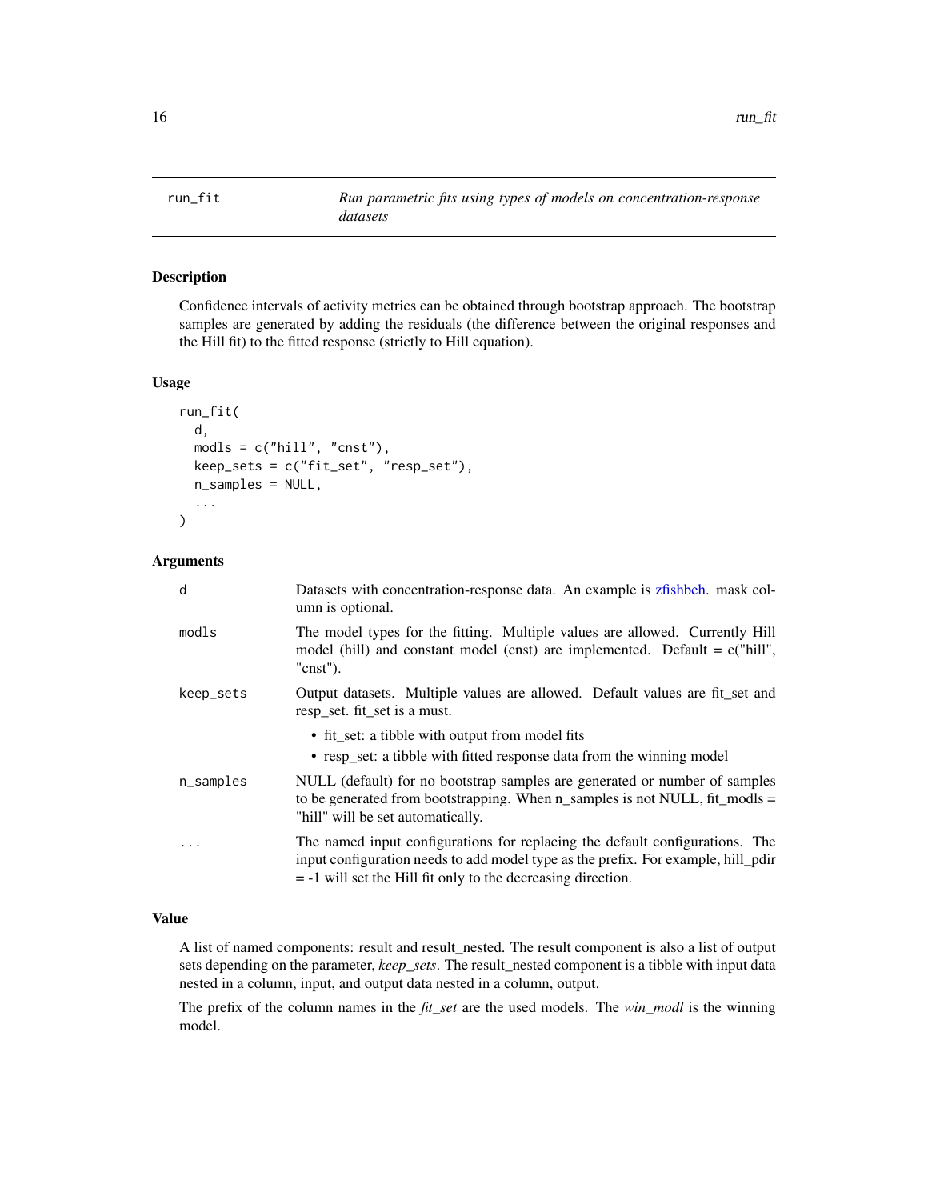# run_fit — *Run parametric fits using types of models on concentration-response datasets*

## Description

Confidence intervals of activity metrics can be obtained through bootstrap approach. The bootstrap samples are generated by adding the residuals (the difference between the original responses and the Hill fit) to the fitted response (strictly to Hill equation).

## Usage

```
run_fit(
  d,
  modls = c("hill", "cnst"),
  keep_sets = c("fit_set", "resp_set"),
  n_samples = NULL,
  ...
)
```

## Arguments

| | |
|---|---|
| d | Datasets with concentration-response data. An example is zfishbeh. mask column is optional. |
| modls | The model types for the fitting. Multiple values are allowed. Currently Hill model (hill) and constant model (cnst) are implemented. Default = c("hill", "cnst"). |
| keep_sets | Output datasets. Multiple values are allowed. Default values are fit_set and resp_set. fit_set is a must.<br>• fit_set: a tibble with output from model fits<br>• resp_set: a tibble with fitted response data from the winning model |
| n_samples | NULL (default) for no bootstrap samples are generated or number of samples to be generated from bootstrapping. When n_samples is not NULL, fit_modls = "hill" will be set automatically. |
| ... | The named input configurations for replacing the default configurations. The input configuration needs to add model type as the prefix. For example, hill_pdir = -1 will set the Hill fit only to the decreasing direction. |

## Value

A list of named components: result and result_nested. The result component is also a list of output sets depending on the parameter, *keep_sets*. The result_nested component is a tibble with input data nested in a column, input, and output data nested in a column, output.

The prefix of the column names in the *fit_set* are the used models. The *win_modl* is the winning model.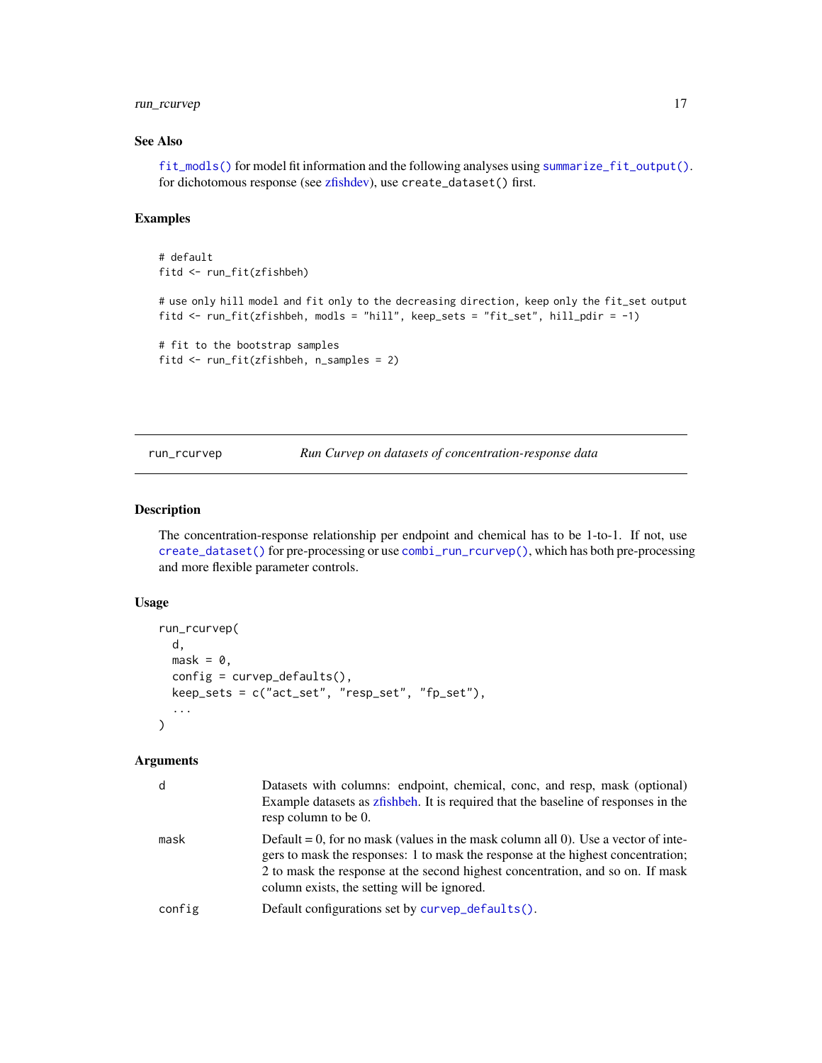## See Also

`fit_modls()` for model fit information and the following analyses using `summarize_fit_output()`. for dichotomous response (see zfishdev), use `create_dataset()` first.

## Examples

```
# default
fitd <- run_fit(zfishbeh)

# use only hill model and fit only to the decreasing direction, keep only the fit_set output
fitd <- run_fit(zfishbeh, modls = "hill", keep_sets = "fit_set", hill_pdir = -1)

# fit to the bootstrap samples
fitd <- run_fit(zfishbeh, n_samples = 2)
```

---

# run_rcurvep — *Run Curvep on datasets of concentration-response data*

## Description

The concentration-response relationship per endpoint and chemical has to be 1-to-1. If not, use `create_dataset()` for pre-processing or use `combi_run_rcurvep()`, which has both pre-processing and more flexible parameter controls.

## Usage

```
run_rcurvep(
  d,
  mask = 0,
  config = curvep_defaults(),
  keep_sets = c("act_set", "resp_set", "fp_set"),
  ...
)
```

## Arguments

| | |
|---|---|
| `d` | Datasets with columns: endpoint, chemical, conc, and resp, mask (optional) Example datasets as zfishbeh. It is required that the baseline of responses in the resp column to be 0. |
| `mask` | Default = 0, for no mask (values in the mask column all 0). Use a vector of integers to mask the responses: 1 to mask the response at the highest concentration; 2 to mask the response at the second highest concentration, and so on. If mask column exists, the setting will be ignored. |
| `config` | Default configurations set by `curvep_defaults()`. |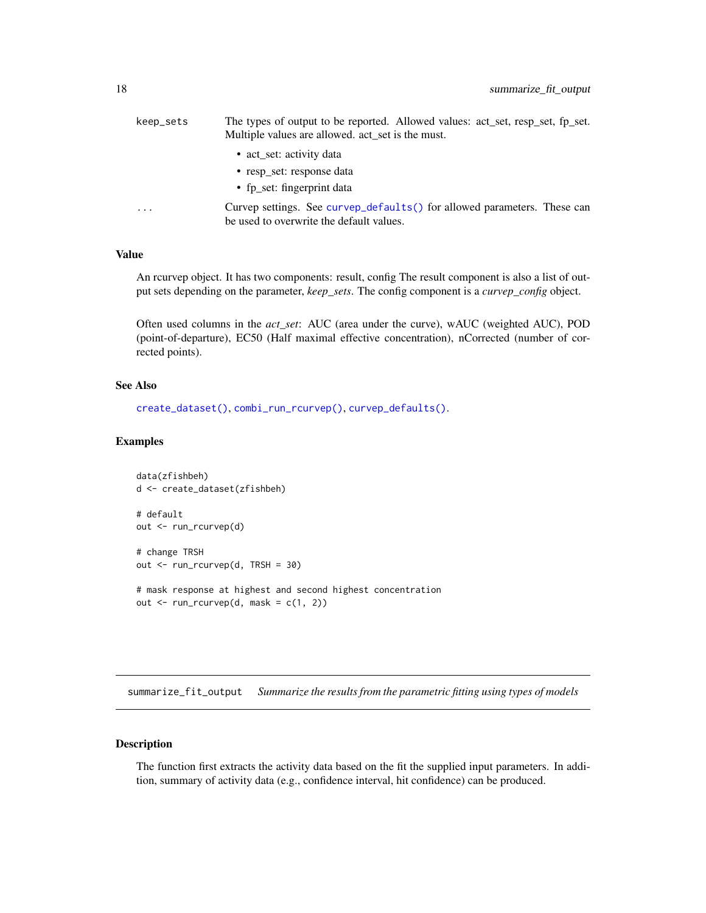| | |
|---|---|
| keep_sets | The types of output to be reported. Allowed values: act_set, resp_set, fp_set. Multiple values are allowed. act_set is the must.<br>• act_set: activity data<br>• resp_set: response data<br>• fp_set: fingerprint data |
| ... | Curvep settings. See `curvep_defaults()` for allowed parameters. These can be used to overwrite the default values. |

### Value

An rcurvep object. It has two components: result, config The result component is also a list of output sets depending on the parameter, *keep_sets*. The config component is a *curvep_config* object.

Often used columns in the *act_set*: AUC (area under the curve), wAUC (weighted AUC), POD (point-of-departure), EC50 (Half maximal effective concentration), nCorrected (number of corrected points).

### See Also

`create_dataset()`, `combi_run_rcurvep()`, `curvep_defaults()`.

### Examples

```
data(zfishbeh)
d <- create_dataset(zfishbeh)

# default
out <- run_rcurvep(d)

# change TRSH
out <- run_rcurvep(d, TRSH = 30)

# mask response at highest and second highest concentration
out <- run_rcurvep(d, mask = c(1, 2))
```

---

## summarize_fit_output *Summarize the results from the parametric fitting using types of models*

### Description

The function first extracts the activity data based on the fit the supplied input parameters. In addition, summary of activity data (e.g., confidence interval, hit confidence) can be produced.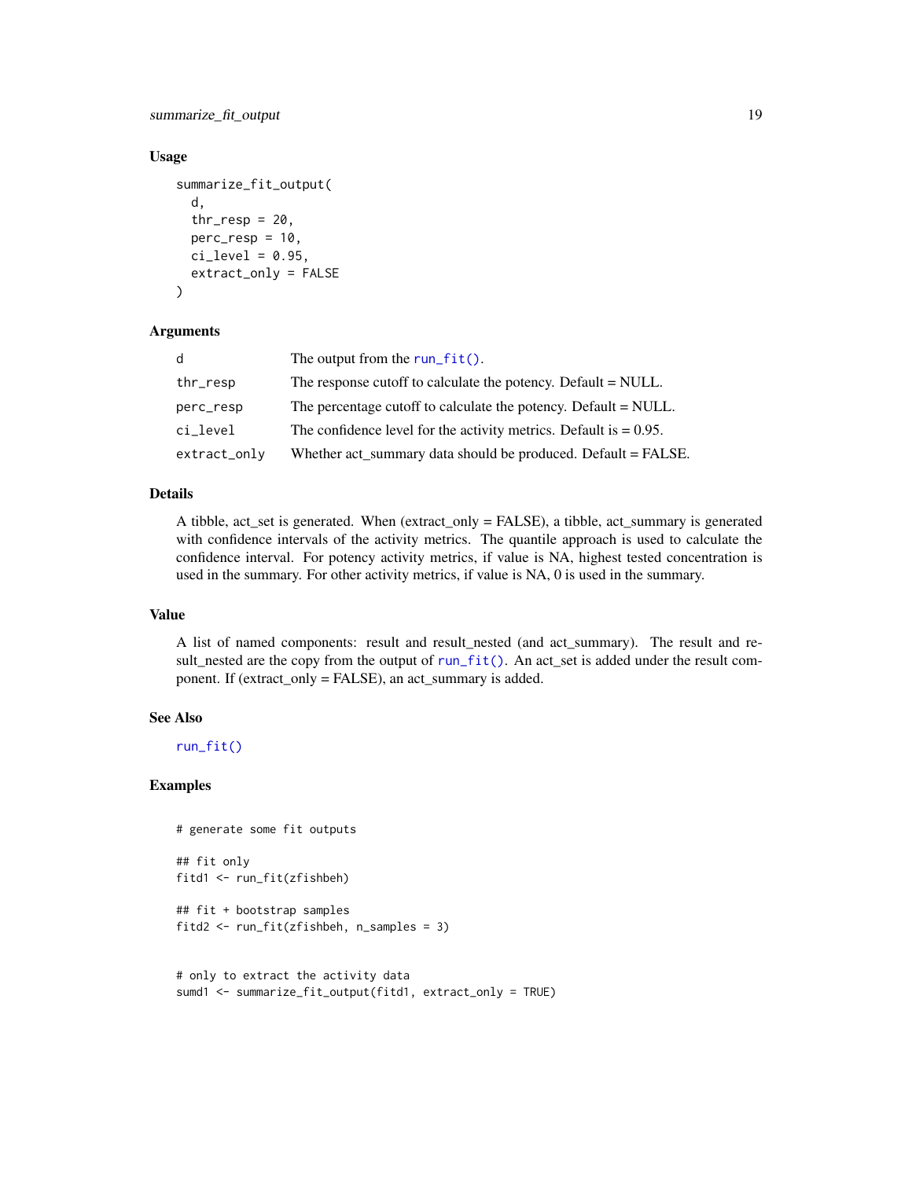### Usage

```
summarize_fit_output(
  d,
  thr_resp = 20,
  perc_resp = 10,
  ci_level = 0.95,
  extract_only = FALSE
)
```

### Arguments

| | |
|---|---|
| d | The output from the run_fit(). |
| thr_resp | The response cutoff to calculate the potency. Default = NULL. |
| perc_resp | The percentage cutoff to calculate the potency. Default = NULL. |
| ci_level | The confidence level for the activity metrics. Default is = 0.95. |
| extract_only | Whether act_summary data should be produced. Default = FALSE. |

### Details

A tibble, act_set is generated. When (extract_only = FALSE), a tibble, act_summary is generated with confidence intervals of the activity metrics. The quantile approach is used to calculate the confidence interval. For potency activity metrics, if value is NA, highest tested concentration is used in the summary. For other activity metrics, if value is NA, 0 is used in the summary.

### Value

A list of named components: result and result_nested (and act_summary). The result and result_nested are the copy from the output of run_fit(). An act_set is added under the result component. If (extract_only = FALSE), an act_summary is added.

### See Also

run_fit()

### Examples

```
# generate some fit outputs

## fit only
fitd1 <- run_fit(zfishbeh)

## fit + bootstrap samples
fitd2 <- run_fit(zfishbeh, n_samples = 3)


# only to extract the activity data
sumd1 <- summarize_fit_output(fitd1, extract_only = TRUE)
```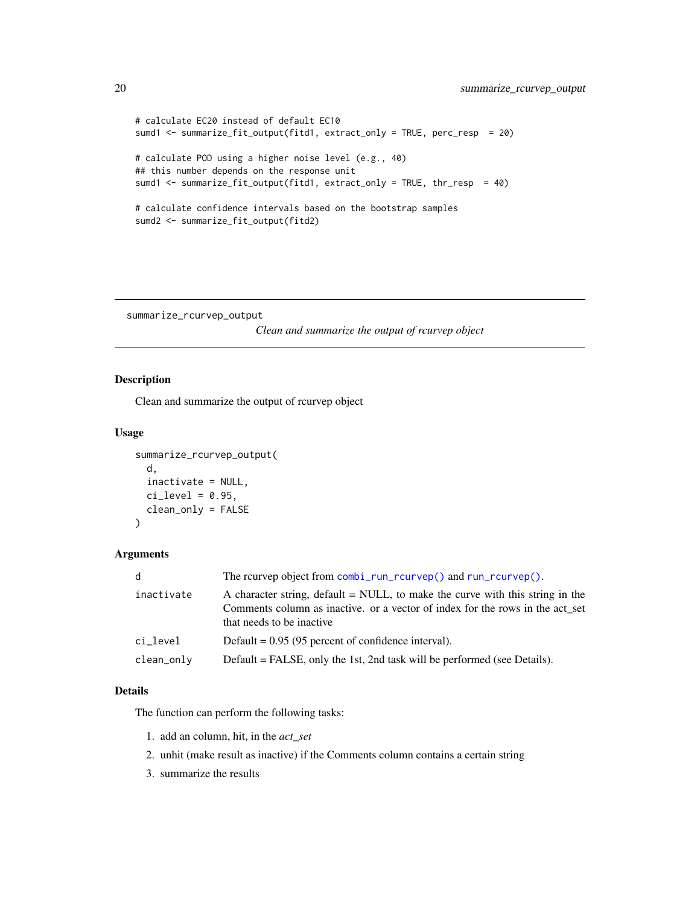```
# calculate EC20 instead of default EC10
sumd1 <- summarize_fit_output(fitd1, extract_only = TRUE, perc_resp  = 20)

# calculate POD using a higher noise level (e.g., 40)
## this number depends on the response unit
sumd1 <- summarize_fit_output(fitd1, extract_only = TRUE, thr_resp  = 40)

# calculate confidence intervals based on the bootstrap samples
sumd2 <- summarize_fit_output(fitd2)
```

---

## summarize_rcurvep_output

*Clean and summarize the output of rcurvep object*

---

### Description

Clean and summarize the output of rcurvep object

### Usage

```
summarize_rcurvep_output(
  d,
  inactivate = NULL,
  ci_level = 0.95,
  clean_only = FALSE
)
```

### Arguments

| | |
|---|---|
| `d` | The rcurvep object from `combi_run_rcurvep()` and `run_rcurvep()`. |
| `inactivate` | A character string, default = NULL, to make the curve with this string in the Comments column as inactive. or a vector of index for the rows in the act_set that needs to be inactive |
| `ci_level` | Default = 0.95 (95 percent of confidence interval). |
| `clean_only` | Default = FALSE, only the 1st, 2nd task will be performed (see Details). |

### Details

The function can perform the following tasks:

1. add an column, hit, in the *act_set*
2. unhit (make result as inactive) if the Comments column contains a certain string
3. summarize the results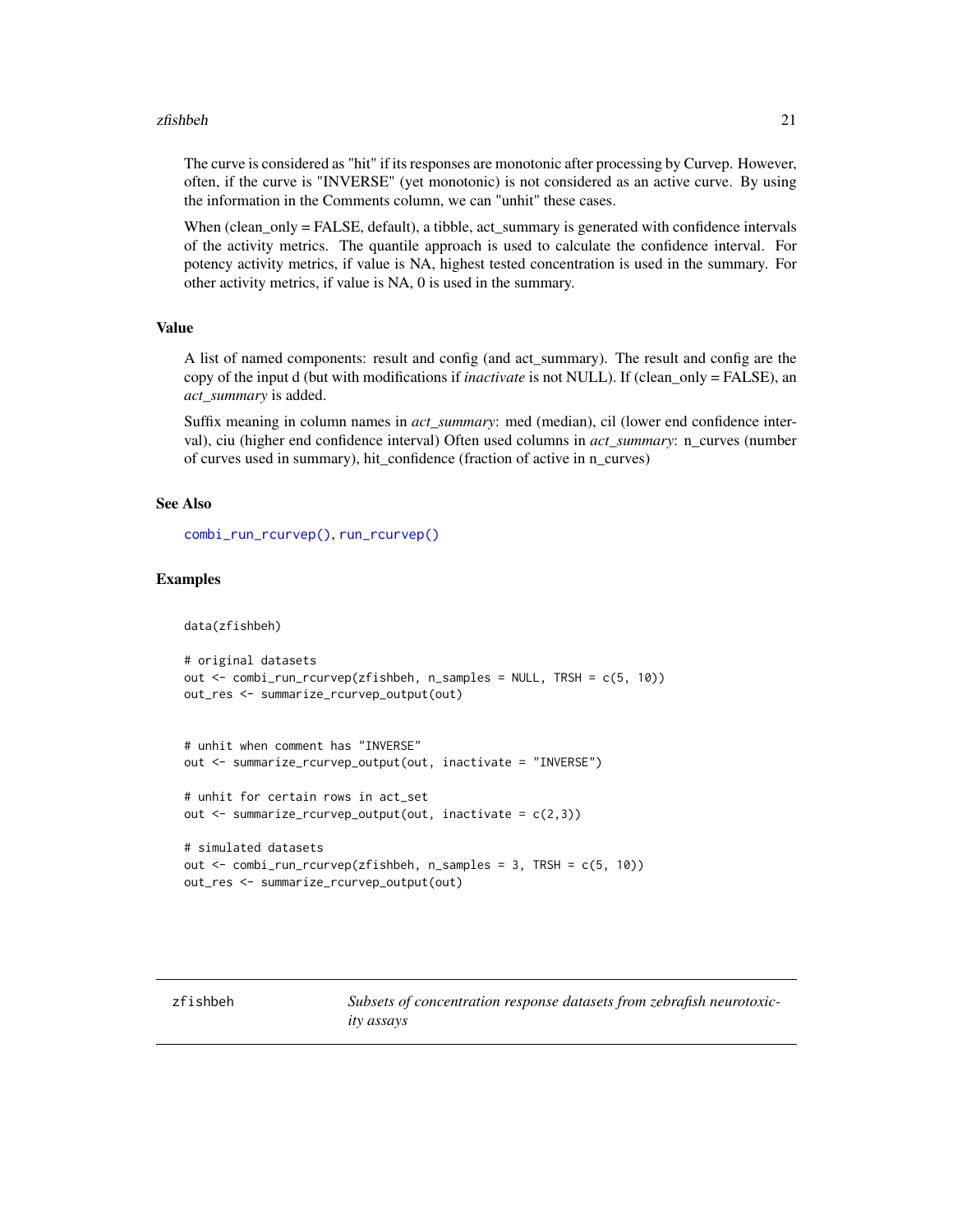The curve is considered as "hit" if its responses are monotonic after processing by Curvep. However, often, if the curve is "INVERSE" (yet monotonic) is not considered as an active curve. By using the information in the Comments column, we can "unhit" these cases.

When (clean_only = FALSE, default), a tibble, act_summary is generated with confidence intervals of the activity metrics. The quantile approach is used to calculate the confidence interval. For potency activity metrics, if value is NA, highest tested concentration is used in the summary. For other activity metrics, if value is NA, 0 is used in the summary.

### Value

A list of named components: result and config (and act_summary). The result and config are the copy of the input d (but with modifications if *inactivate* is not NULL). If (clean_only = FALSE), an *act_summary* is added.

Suffix meaning in column names in *act_summary*: med (median), cil (lower end confidence interval), ciu (higher end confidence interval) Often used columns in *act_summary*: n_curves (number of curves used in summary), hit_confidence (fraction of active in n_curves)

### See Also

combi_run_rcurvep(), run_rcurvep()

### Examples

```
data(zfishbeh)

# original datasets
out <- combi_run_rcurvep(zfishbeh, n_samples = NULL, TRSH = c(5, 10))
out_res <- summarize_rcurvep_output(out)


# unhit when comment has "INVERSE"
out <- summarize_rcurvep_output(out, inactivate = "INVERSE")

# unhit for certain rows in act_set
out <- summarize_rcurvep_output(out, inactivate = c(2,3))

# simulated datasets
out <- combi_run_rcurvep(zfishbeh, n_samples = 3, TRSH = c(5, 10))
out_res <- summarize_rcurvep_output(out)
```

---

## zfishbeh — *Subsets of concentration response datasets from zebrafish neurotoxicity assays*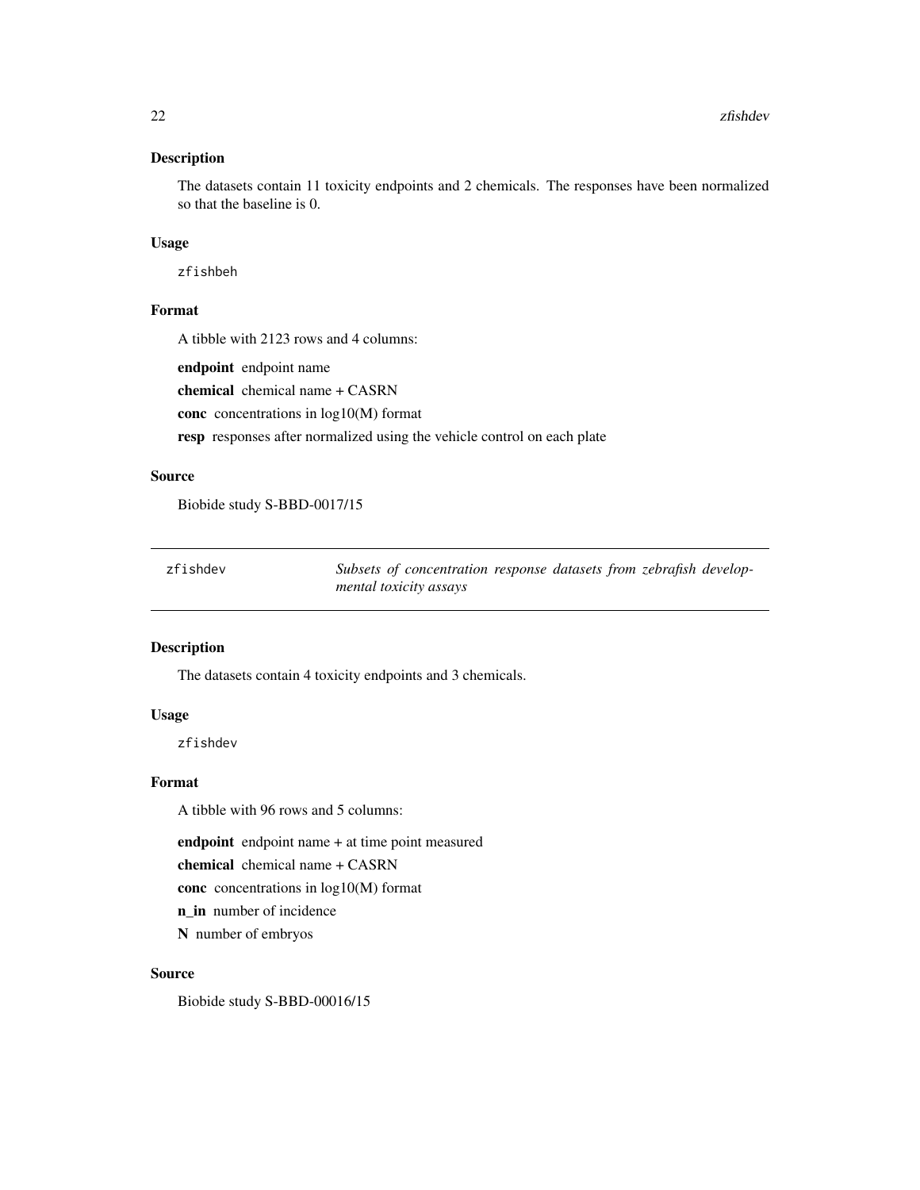## Description

The datasets contain 11 toxicity endpoints and 2 chemicals. The responses have been normalized so that the baseline is 0.

## Usage

```
zfishbeh
```

## Format

A tibble with 2123 rows and 4 columns:

**endpoint** endpoint name

**chemical** chemical name + CASRN

**conc** concentrations in log10(M) format

**resp** responses after normalized using the vehicle control on each plate

## Source

Biobide study S-BBD-0017/15

---

# zfishdev — *Subsets of concentration response datasets from zebrafish developmental toxicity assays*

## Description

The datasets contain 4 toxicity endpoints and 3 chemicals.

## Usage

```
zfishdev
```

## Format

A tibble with 96 rows and 5 columns:

**endpoint** endpoint name + at time point measured

**chemical** chemical name + CASRN

**conc** concentrations in log10(M) format

**n_in** number of incidence

**N** number of embryos

## Source

Biobide study S-BBD-00016/15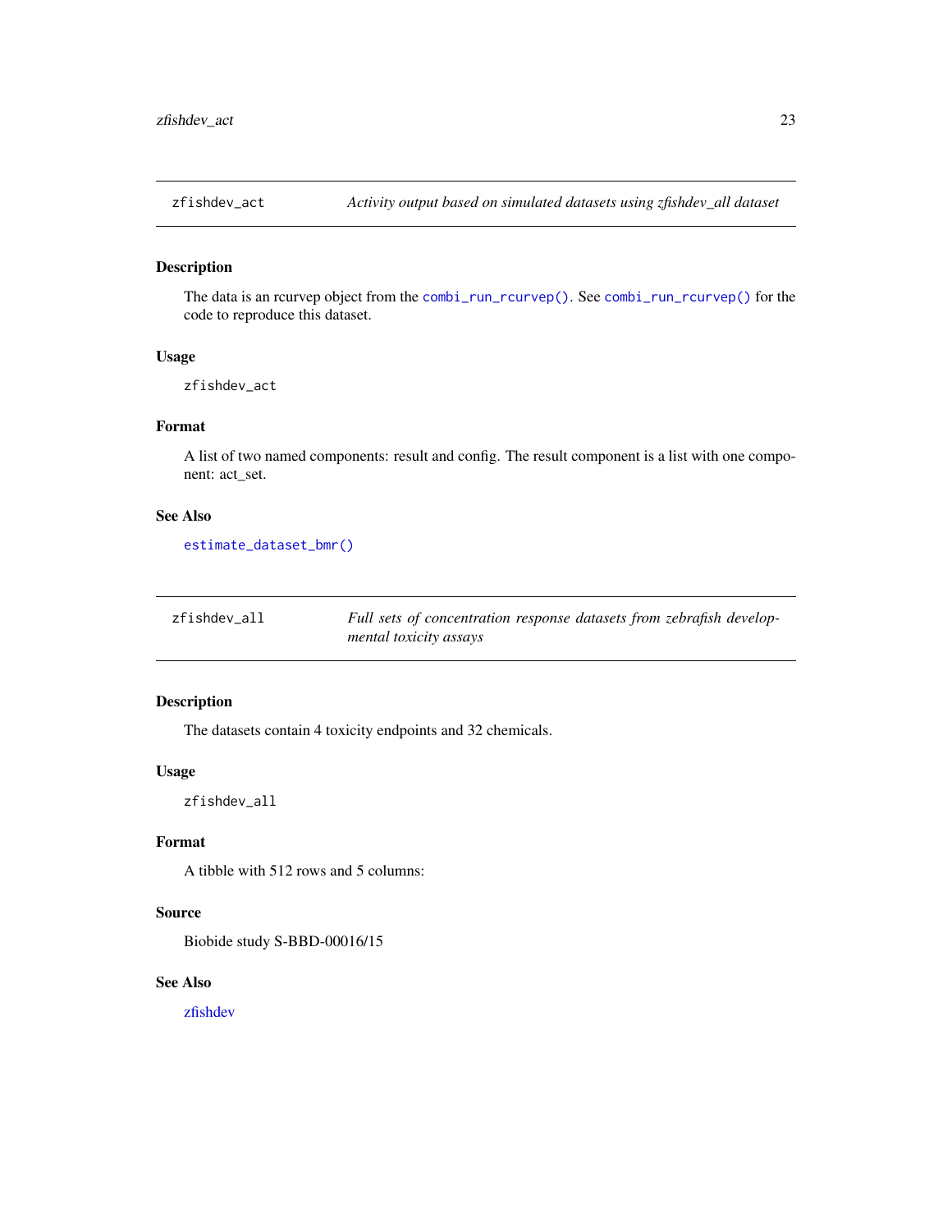## zfishdev_act

*Activity output based on simulated datasets using zfishdev_all dataset*

### Description

The data is an rcurvep object from the `combi_run_rcurvep()`. See `combi_run_rcurvep()` for the code to reproduce this dataset.

### Usage

```
zfishdev_act
```

### Format

A list of two named components: result and config. The result component is a list with one component: act_set.

### See Also

`estimate_dataset_bmr()`

## zfishdev_all

*Full sets of concentration response datasets from zebrafish developmental toxicity assays*

### Description

The datasets contain 4 toxicity endpoints and 32 chemicals.

### Usage

```
zfishdev_all
```

### Format

A tibble with 512 rows and 5 columns:

### Source

Biobide study S-BBD-00016/15

### See Also

zfishdev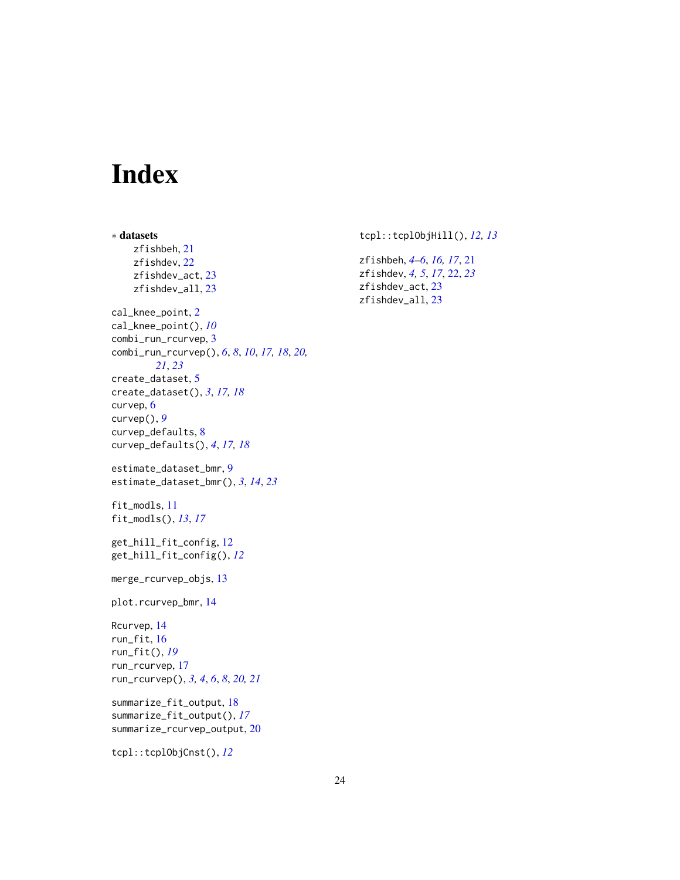# Index

∗ **datasets**
  zfishbeh, 21
  zfishdev, 22
  zfishdev_act, 23
  zfishdev_all, 23

cal_knee_point, 2
cal_knee_point(), *10*
combi_run_rcurvep, 3
combi_run_rcurvep(), *6*, *8*, *10*, *17, 18*, *20, 21*, *23*
create_dataset, 5
create_dataset(), *3*, *17, 18*
curvep, 6
curvep(), *9*
curvep_defaults, 8
curvep_defaults(), *4*, *17, 18*

estimate_dataset_bmr, 9
estimate_dataset_bmr(), *3*, *14*, *23*

fit_modls, 11
fit_modls(), *13*, *17*

get_hill_fit_config, 12
get_hill_fit_config(), *12*

merge_rcurvep_objs, 13

plot.rcurvep_bmr, 14

Rcurvep, 14
run_fit, 16
run_fit(), *19*
run_rcurvep, 17
run_rcurvep(), *3, 4*, *6*, *8*, *20, 21*

summarize_fit_output, 18
summarize_fit_output(), *17*
summarize_rcurvep_output, 20

tcpl::tcplObjCnst(), *12*
tcpl::tcplObjHill(), *12, 13*

zfishbeh, *4–6*, *16, 17*, 21
zfishdev, *4, 5*, *17*, 22, *23*
zfishdev_act, 23
zfishdev_all, 23